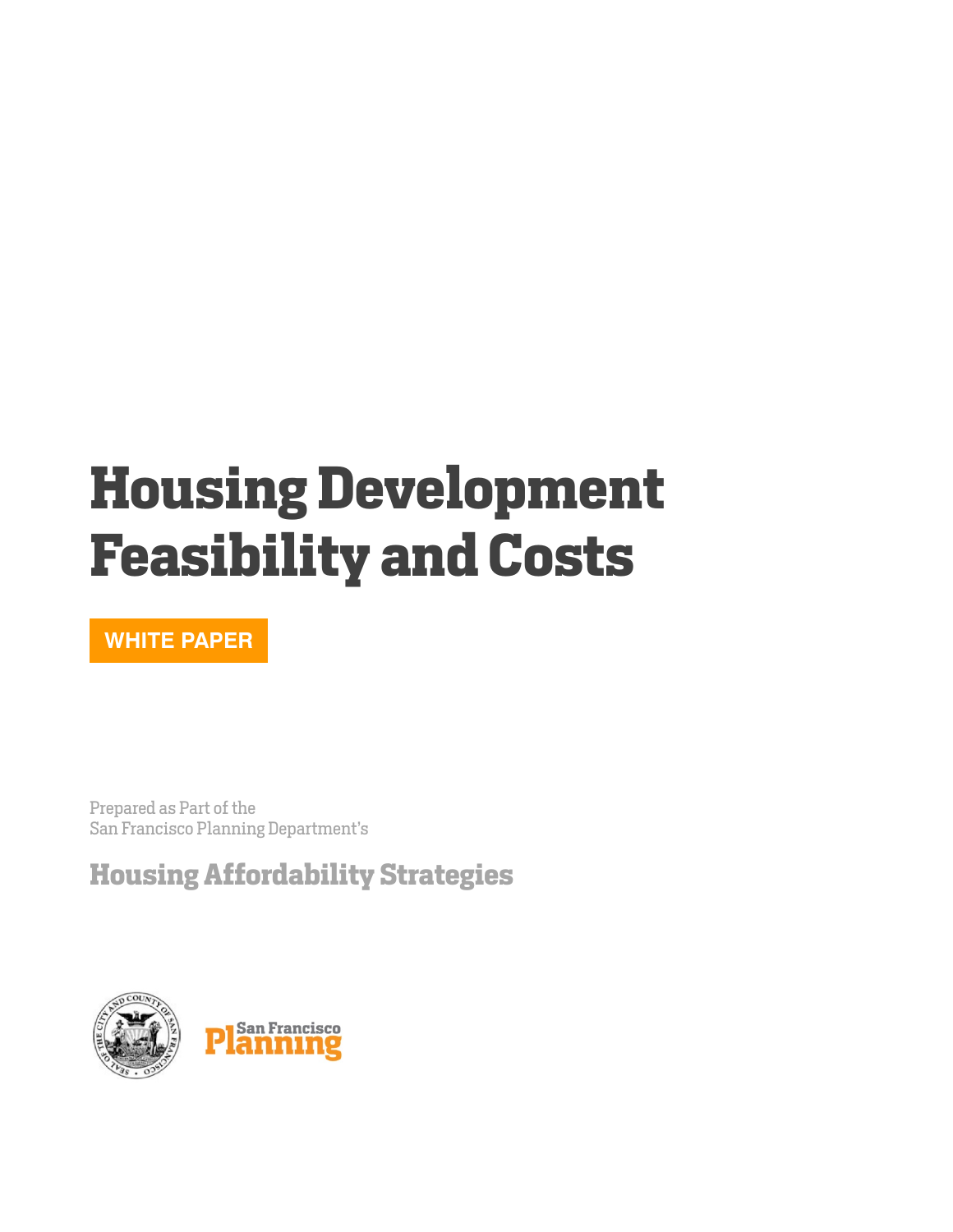# Housing Development Feasibility and Costs

**WHITE PAPER**

Prepared as Part of the
San Francisco Planning Department's

## Housing Affordability Strategies

San Francisco Planning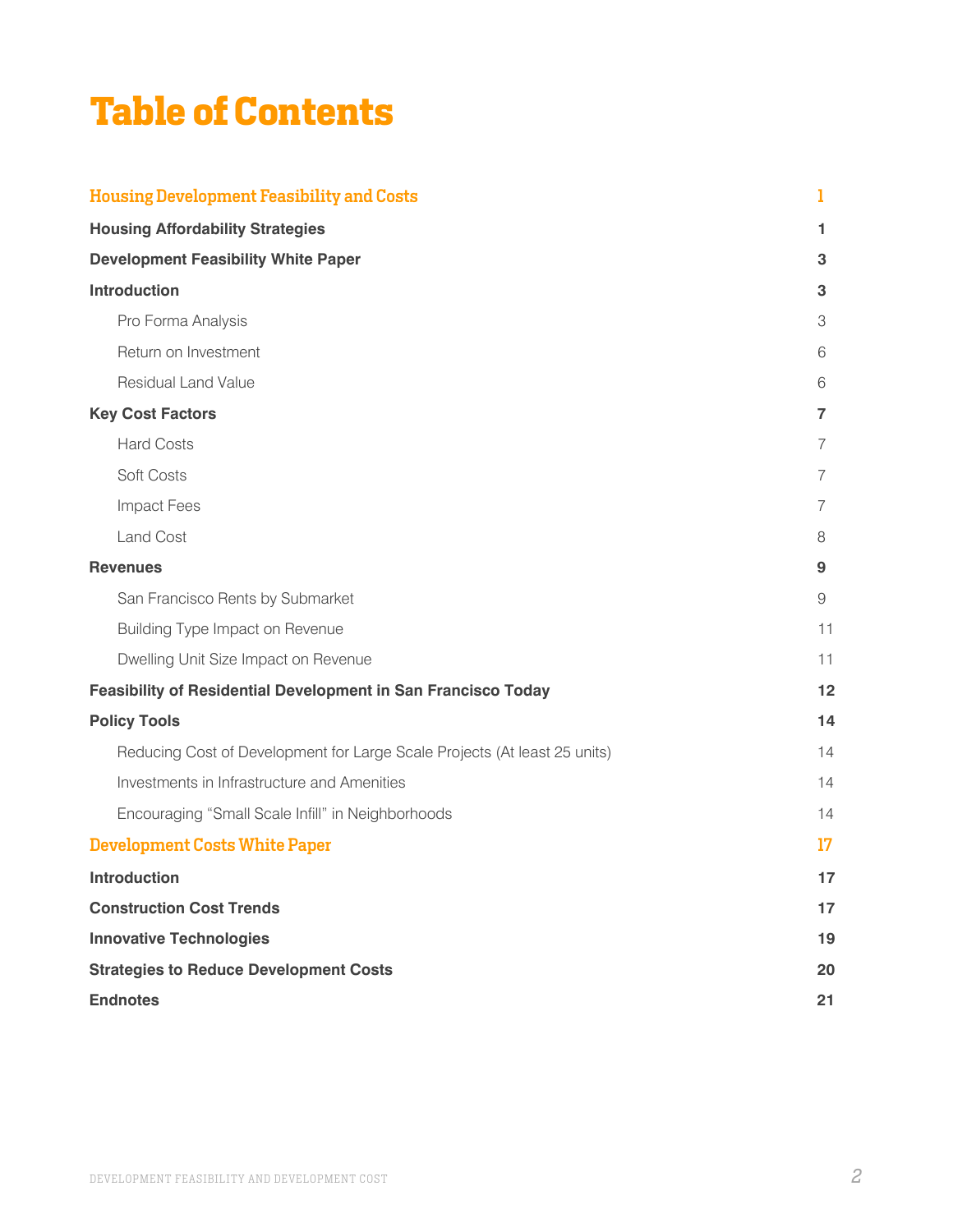# Table of Contents

| | |
|---|---|
| **Housing Development Feasibility and Costs** | **1** |
| **Housing Affordability Strategies** | **1** |
| **Development Feasibility White Paper** | **3** |
| **Introduction** | **3** |
| Pro Forma Analysis | 3 |
| Return on Investment | 6 |
| Residual Land Value | 6 |
| **Key Cost Factors** | **7** |
| Hard Costs | 7 |
| Soft Costs | 7 |
| Impact Fees | 7 |
| Land Cost | 8 |
| **Revenues** | **9** |
| San Francisco Rents by Submarket | 9 |
| Building Type Impact on Revenue | 11 |
| Dwelling Unit Size Impact on Revenue | 11 |
| **Feasibility of Residential Development in San Francisco Today** | **12** |
| **Policy Tools** | **14** |
| Reducing Cost of Development for Large Scale Projects (At least 25 units) | 14 |
| Investments in Infrastructure and Amenities | 14 |
| Encouraging "Small Scale Infill" in Neighborhoods | 14 |
| **Development Costs White Paper** | **17** |
| **Introduction** | **17** |
| **Construction Cost Trends** | **17** |
| **Innovative Technologies** | **19** |
| **Strategies to Reduce Development Costs** | **20** |
| **Endnotes** | **21** |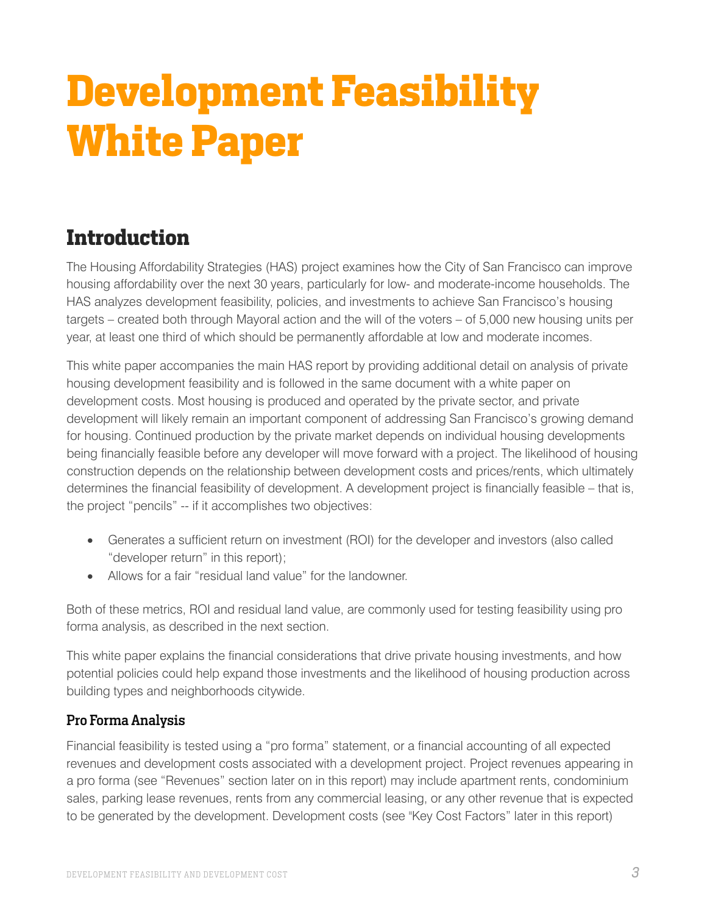# Development Feasibility White Paper

## Introduction

The Housing Affordability Strategies (HAS) project examines how the City of San Francisco can improve housing affordability over the next 30 years, particularly for low- and moderate-income households. The HAS analyzes development feasibility, policies, and investments to achieve San Francisco's housing targets – created both through Mayoral action and the will of the voters – of 5,000 new housing units per year, at least one third of which should be permanently affordable at low and moderate incomes.

This white paper accompanies the main HAS report by providing additional detail on analysis of private housing development feasibility and is followed in the same document with a white paper on development costs. Most housing is produced and operated by the private sector, and private development will likely remain an important component of addressing San Francisco's growing demand for housing. Continued production by the private market depends on individual housing developments being financially feasible before any developer will move forward with a project. The likelihood of housing construction depends on the relationship between development costs and prices/rents, which ultimately determines the financial feasibility of development. A development project is financially feasible – that is, the project "pencils" -- if it accomplishes two objectives:

- Generates a sufficient return on investment (ROI) for the developer and investors (also called "developer return" in this report);
- Allows for a fair "residual land value" for the landowner.

Both of these metrics, ROI and residual land value, are commonly used for testing feasibility using pro forma analysis, as described in the next section.

This white paper explains the financial considerations that drive private housing investments, and how potential policies could help expand those investments and the likelihood of housing production across building types and neighborhoods citywide.

### Pro Forma Analysis

Financial feasibility is tested using a "pro forma" statement, or a financial accounting of all expected revenues and development costs associated with a development project. Project revenues appearing in a pro forma (see "Revenues" section later on in this report) may include apartment rents, condominium sales, parking lease revenues, rents from any commercial leasing, or any other revenue that is expected to be generated by the development. Development costs (see "Key Cost Factors" later in this report)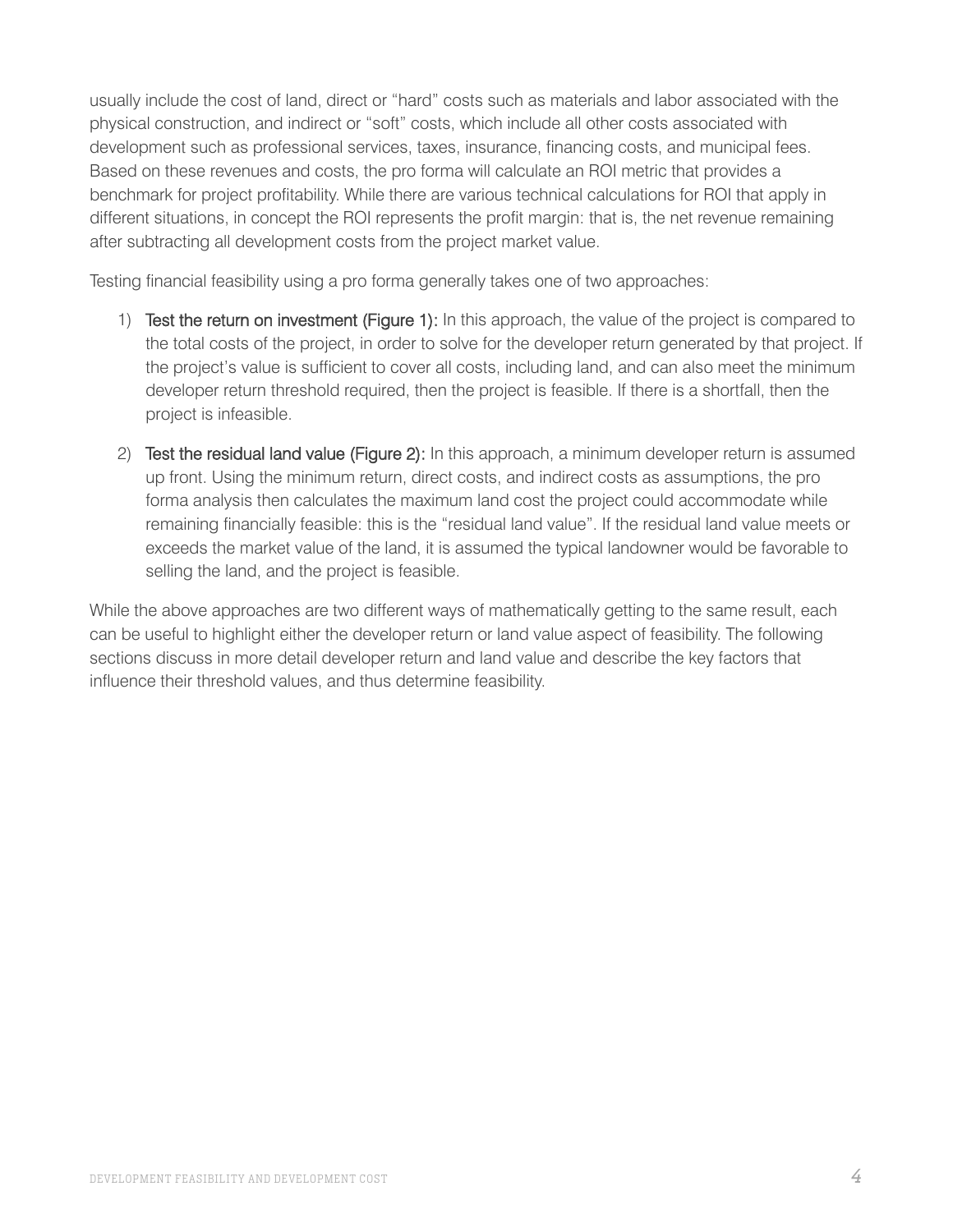usually include the cost of land, direct or "hard" costs such as materials and labor associated with the physical construction, and indirect or "soft" costs, which include all other costs associated with development such as professional services, taxes, insurance, financing costs, and municipal fees. Based on these revenues and costs, the pro forma will calculate an ROI metric that provides a benchmark for project profitability. While there are various technical calculations for ROI that apply in different situations, in concept the ROI represents the profit margin: that is, the net revenue remaining after subtracting all development costs from the project market value.

Testing financial feasibility using a pro forma generally takes one of two approaches:

1) **Test the return on investment (Figure 1):** In this approach, the value of the project is compared to the total costs of the project, in order to solve for the developer return generated by that project. If the project's value is sufficient to cover all costs, including land, and can also meet the minimum developer return threshold required, then the project is feasible. If there is a shortfall, then the project is infeasible.

2) **Test the residual land value (Figure 2):** In this approach, a minimum developer return is assumed up front. Using the minimum return, direct costs, and indirect costs as assumptions, the pro forma analysis then calculates the maximum land cost the project could accommodate while remaining financially feasible: this is the "residual land value". If the residual land value meets or exceeds the market value of the land, it is assumed the typical landowner would be favorable to selling the land, and the project is feasible.

While the above approaches are two different ways of mathematically getting to the same result, each can be useful to highlight either the developer return or land value aspect of feasibility. The following sections discuss in more detail developer return and land value and describe the key factors that influence their threshold values, and thus determine feasibility.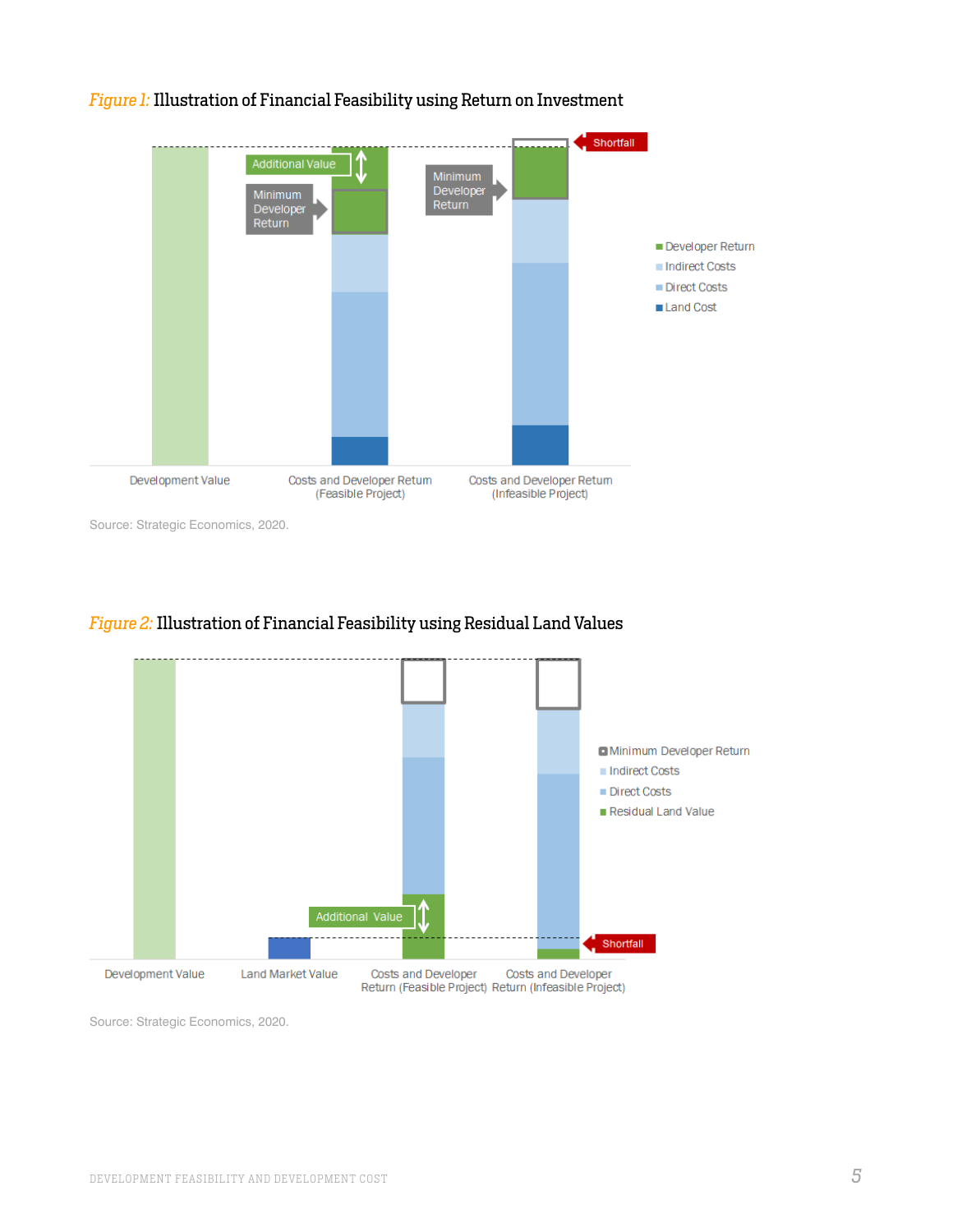*Figure 1:* Illustration of Financial Feasibility using Return on Investment

Source: Strategic Economics, 2020.

*Figure 2:* Illustration of Financial Feasibility using Residual Land Values

Source: Strategic Economics, 2020.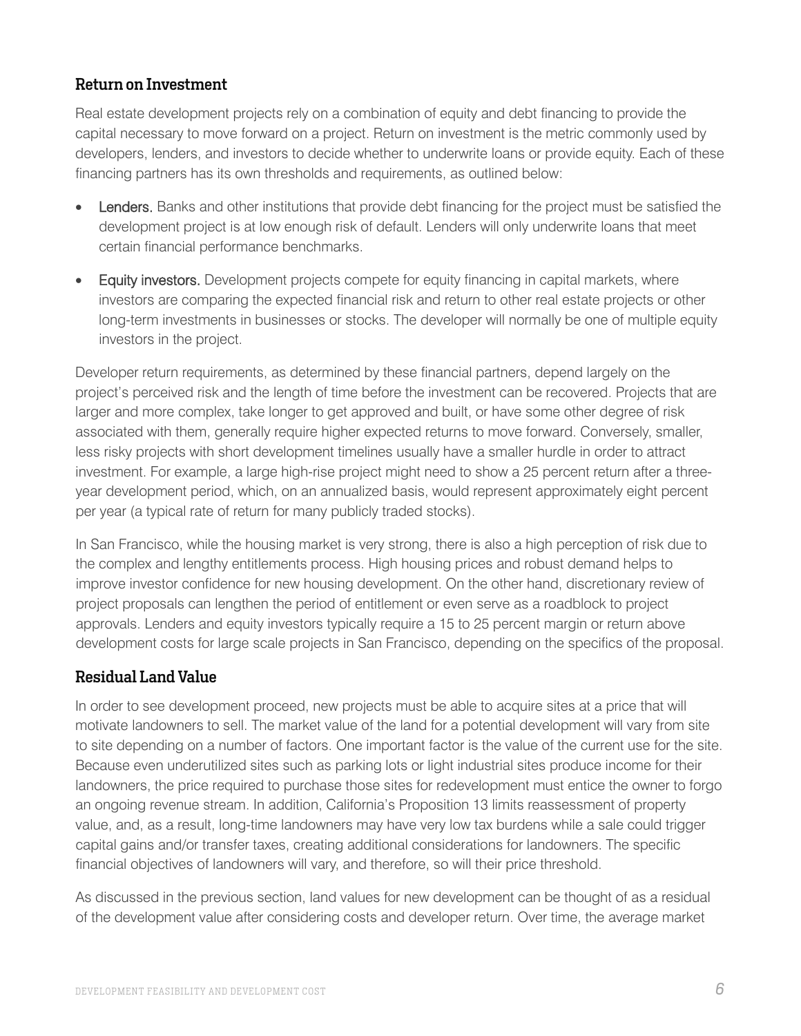## Return on Investment

Real estate development projects rely on a combination of equity and debt financing to provide the capital necessary to move forward on a project. Return on investment is the metric commonly used by developers, lenders, and investors to decide whether to underwrite loans or provide equity. Each of these financing partners has its own thresholds and requirements, as outlined below:

- Lenders. Banks and other institutions that provide debt financing for the project must be satisfied the development project is at low enough risk of default. Lenders will only underwrite loans that meet certain financial performance benchmarks.
- Equity investors. Development projects compete for equity financing in capital markets, where investors are comparing the expected financial risk and return to other real estate projects or other long-term investments in businesses or stocks. The developer will normally be one of multiple equity investors in the project.

Developer return requirements, as determined by these financial partners, depend largely on the project's perceived risk and the length of time before the investment can be recovered. Projects that are larger and more complex, take longer to get approved and built, or have some other degree of risk associated with them, generally require higher expected returns to move forward. Conversely, smaller, less risky projects with short development timelines usually have a smaller hurdle in order to attract investment. For example, a large high-rise project might need to show a 25 percent return after a three-year development period, which, on an annualized basis, would represent approximately eight percent per year (a typical rate of return for many publicly traded stocks).

In San Francisco, while the housing market is very strong, there is also a high perception of risk due to the complex and lengthy entitlements process. High housing prices and robust demand helps to improve investor confidence for new housing development. On the other hand, discretionary review of project proposals can lengthen the period of entitlement or even serve as a roadblock to project approvals. Lenders and equity investors typically require a 15 to 25 percent margin or return above development costs for large scale projects in San Francisco, depending on the specifics of the proposal.

## Residual Land Value

In order to see development proceed, new projects must be able to acquire sites at a price that will motivate landowners to sell. The market value of the land for a potential development will vary from site to site depending on a number of factors. One important factor is the value of the current use for the site. Because even underutilized sites such as parking lots or light industrial sites produce income for their landowners, the price required to purchase those sites for redevelopment must entice the owner to forgo an ongoing revenue stream. In addition, California's Proposition 13 limits reassessment of property value, and, as a result, long-time landowners may have very low tax burdens while a sale could trigger capital gains and/or transfer taxes, creating additional considerations for landowners. The specific financial objectives of landowners will vary, and therefore, so will their price threshold.

As discussed in the previous section, land values for new development can be thought of as a residual of the development value after considering costs and developer return. Over time, the average market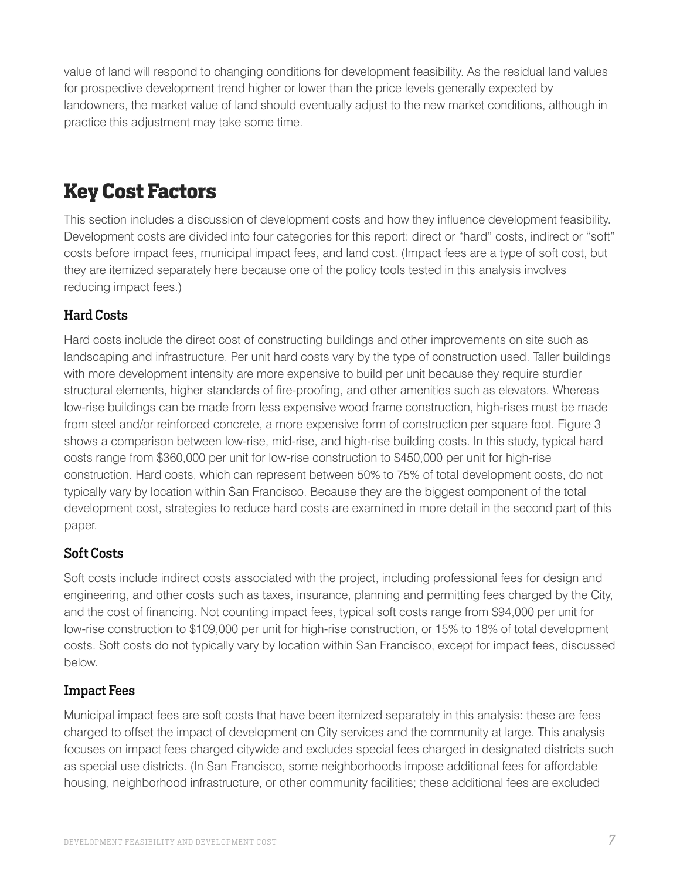value of land will respond to changing conditions for development feasibility. As the residual land values for prospective development trend higher or lower than the price levels generally expected by landowners, the market value of land should eventually adjust to the new market conditions, although in practice this adjustment may take some time.

## Key Cost Factors

This section includes a discussion of development costs and how they influence development feasibility. Development costs are divided into four categories for this report: direct or "hard" costs, indirect or "soft" costs before impact fees, municipal impact fees, and land cost. (Impact fees are a type of soft cost, but they are itemized separately here because one of the policy tools tested in this analysis involves reducing impact fees.)

### Hard Costs

Hard costs include the direct cost of constructing buildings and other improvements on site such as landscaping and infrastructure. Per unit hard costs vary by the type of construction used. Taller buildings with more development intensity are more expensive to build per unit because they require sturdier structural elements, higher standards of fire-proofing, and other amenities such as elevators. Whereas low-rise buildings can be made from less expensive wood frame construction, high-rises must be made from steel and/or reinforced concrete, a more expensive form of construction per square foot. Figure 3 shows a comparison between low-rise, mid-rise, and high-rise building costs. In this study, typical hard costs range from $360,000 per unit for low-rise construction to $450,000 per unit for high-rise construction. Hard costs, which can represent between 50% to 75% of total development costs, do not typically vary by location within San Francisco. Because they are the biggest component of the total development cost, strategies to reduce hard costs are examined in more detail in the second part of this paper.

### Soft Costs

Soft costs include indirect costs associated with the project, including professional fees for design and engineering, and other costs such as taxes, insurance, planning and permitting fees charged by the City, and the cost of financing. Not counting impact fees, typical soft costs range from $94,000 per unit for low-rise construction to $109,000 per unit for high-rise construction, or 15% to 18% of total development costs. Soft costs do not typically vary by location within San Francisco, except for impact fees, discussed below.

### Impact Fees

Municipal impact fees are soft costs that have been itemized separately in this analysis: these are fees charged to offset the impact of development on City services and the community at large. This analysis focuses on impact fees charged citywide and excludes special fees charged in designated districts such as special use districts. (In San Francisco, some neighborhoods impose additional fees for affordable housing, neighborhood infrastructure, or other community facilities; these additional fees are excluded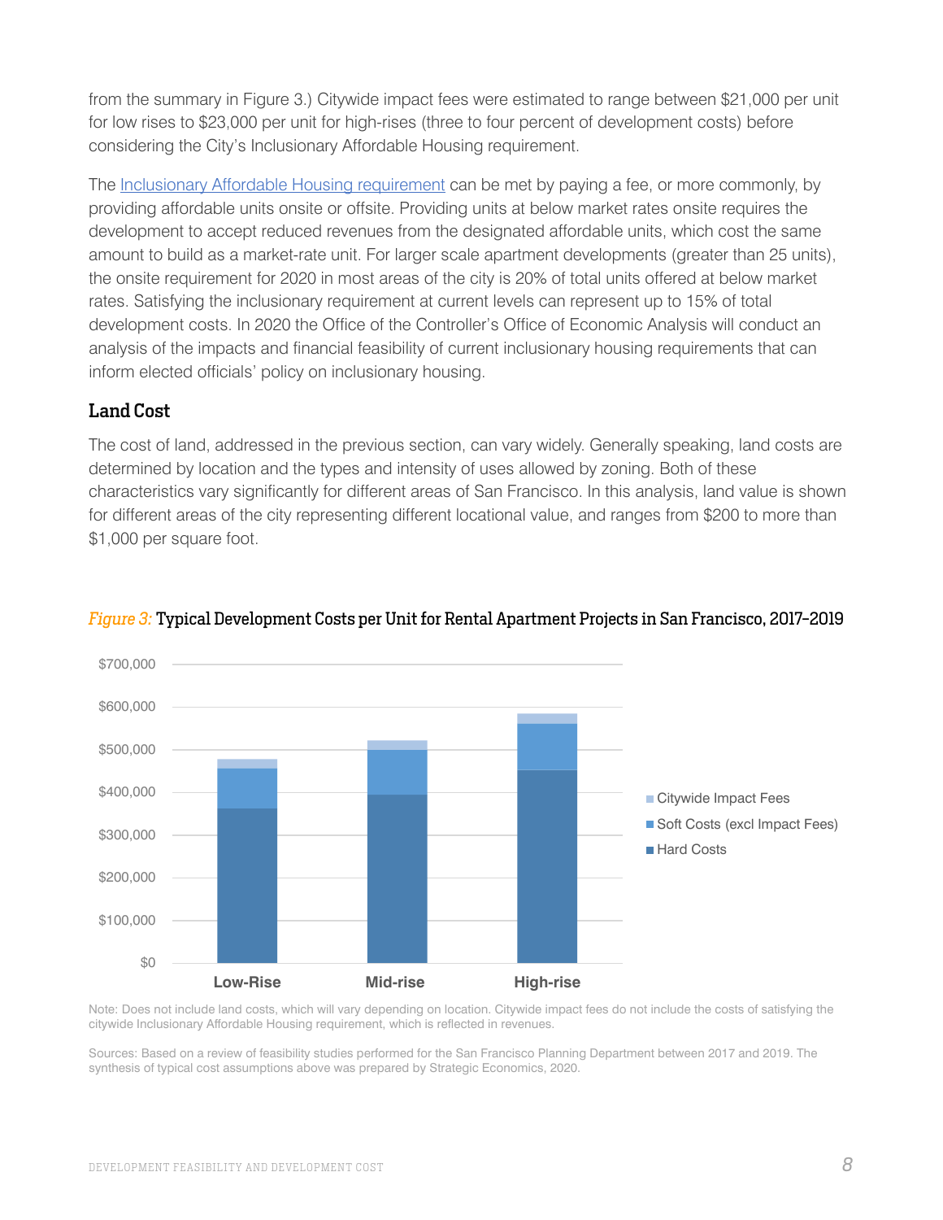from the summary in Figure 3.) Citywide impact fees were estimated to range between $21,000 per unit for low rises to $23,000 per unit for high-rises (three to four percent of development costs) before considering the City's Inclusionary Affordable Housing requirement.

The [Inclusionary Affordable Housing requirement]() can be met by paying a fee, or more commonly, by providing affordable units onsite or offsite. Providing units at below market rates onsite requires the development to accept reduced revenues from the designated affordable units, which cost the same amount to build as a market-rate unit. For larger scale apartment developments (greater than 25 units), the onsite requirement for 2020 in most areas of the city is 20% of total units offered at below market rates. Satisfying the inclusionary requirement at current levels can represent up to 15% of total development costs. In 2020 the Office of the Controller's Office of Economic Analysis will conduct an analysis of the impacts and financial feasibility of current inclusionary housing requirements that can inform elected officials' policy on inclusionary housing.

### Land Cost

The cost of land, addressed in the previous section, can vary widely. Generally speaking, land costs are determined by location and the types and intensity of uses allowed by zoning. Both of these characteristics vary significantly for different areas of San Francisco. In this analysis, land value is shown for different areas of the city representing different locational value, and ranges from $200 to more than $1,000 per square foot.

*Figure 3:* **Typical Development Costs per Unit for Rental Apartment Projects in San Francisco, 2017–2019**

Note: Does not include land costs, which will vary depending on location. Citywide impact fees do not include the costs of satisfying the citywide Inclusionary Affordable Housing requirement, which is reflected in revenues.

Sources: Based on a review of feasibility studies performed for the San Francisco Planning Department between 2017 and 2019. The synthesis of typical cost assumptions above was prepared by Strategic Economics, 2020.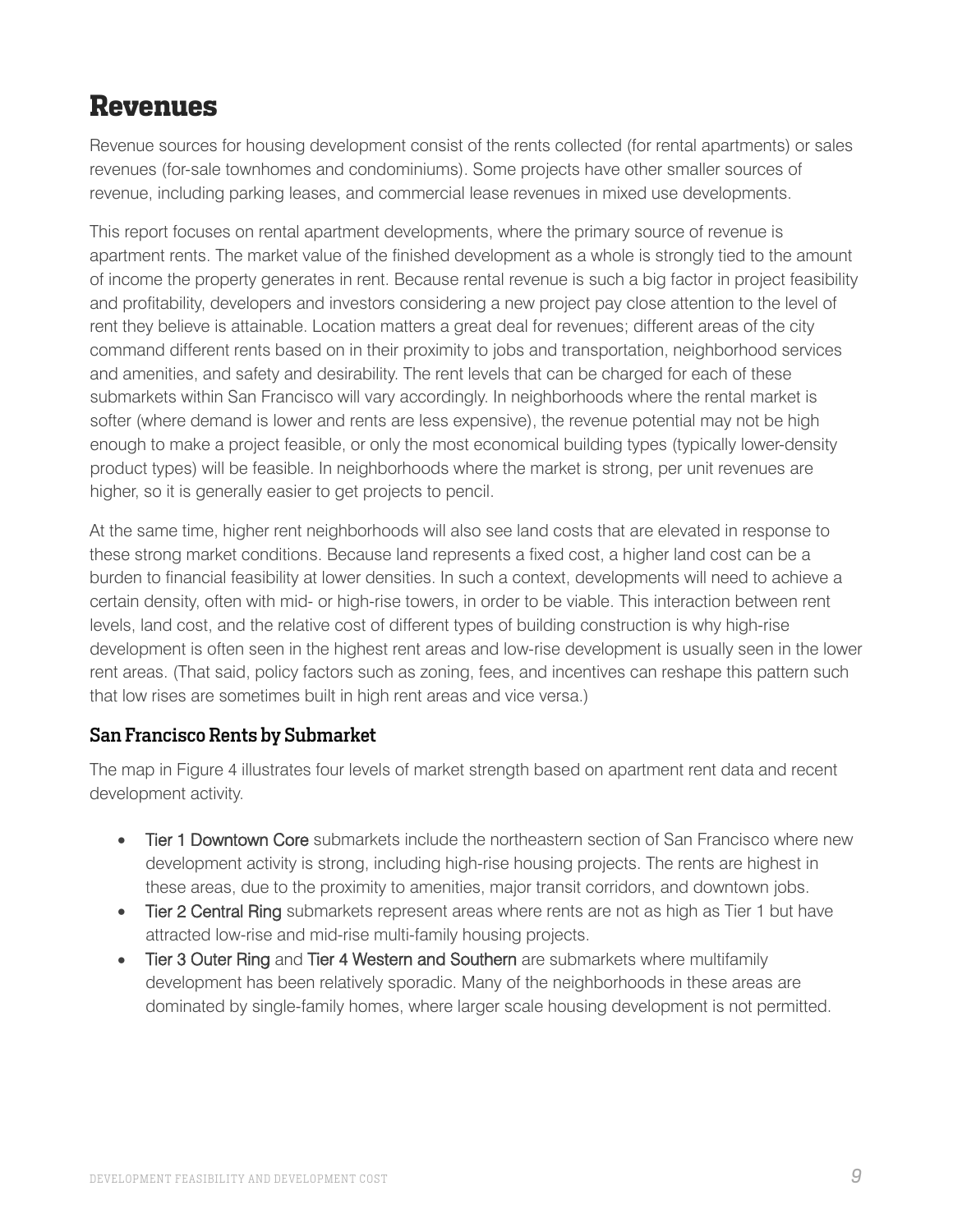# Revenues

Revenue sources for housing development consist of the rents collected (for rental apartments) or sales revenues (for-sale townhomes and condominiums). Some projects have other smaller sources of revenue, including parking leases, and commercial lease revenues in mixed use developments.

This report focuses on rental apartment developments, where the primary source of revenue is apartment rents. The market value of the finished development as a whole is strongly tied to the amount of income the property generates in rent. Because rental revenue is such a big factor in project feasibility and profitability, developers and investors considering a new project pay close attention to the level of rent they believe is attainable. Location matters a great deal for revenues; different areas of the city command different rents based on in their proximity to jobs and transportation, neighborhood services and amenities, and safety and desirability. The rent levels that can be charged for each of these submarkets within San Francisco will vary accordingly. In neighborhoods where the rental market is softer (where demand is lower and rents are less expensive), the revenue potential may not be high enough to make a project feasible, or only the most economical building types (typically lower-density product types) will be feasible. In neighborhoods where the market is strong, per unit revenues are higher, so it is generally easier to get projects to pencil.

At the same time, higher rent neighborhoods will also see land costs that are elevated in response to these strong market conditions. Because land represents a fixed cost, a higher land cost can be a burden to financial feasibility at lower densities. In such a context, developments will need to achieve a certain density, often with mid- or high-rise towers, in order to be viable. This interaction between rent levels, land cost, and the relative cost of different types of building construction is why high-rise development is often seen in the highest rent areas and low-rise development is usually seen in the lower rent areas. (That said, policy factors such as zoning, fees, and incentives can reshape this pattern such that low rises are sometimes built in high rent areas and vice versa.)

### San Francisco Rents by Submarket

The map in Figure 4 illustrates four levels of market strength based on apartment rent data and recent development activity.

- Tier 1 Downtown Core submarkets include the northeastern section of San Francisco where new development activity is strong, including high-rise housing projects. The rents are highest in these areas, due to the proximity to amenities, major transit corridors, and downtown jobs.
- Tier 2 Central Ring submarkets represent areas where rents are not as high as Tier 1 but have attracted low-rise and mid-rise multi-family housing projects.
- Tier 3 Outer Ring and Tier 4 Western and Southern are submarkets where multifamily development has been relatively sporadic. Many of the neighborhoods in these areas are dominated by single-family homes, where larger scale housing development is not permitted.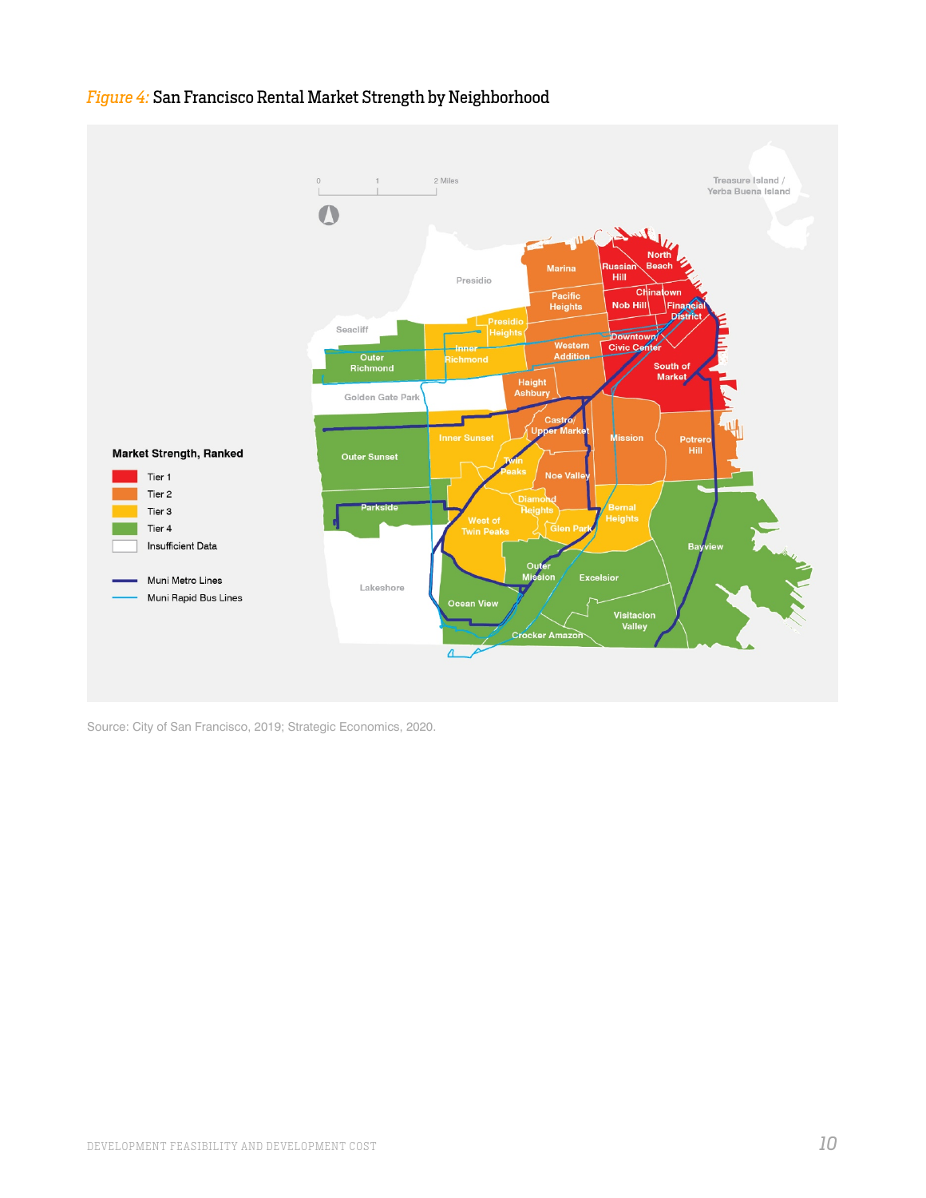*Figure 4:* San Francisco Rental Market Strength by Neighborhood

Source: City of San Francisco, 2019; Strategic Economics, 2020.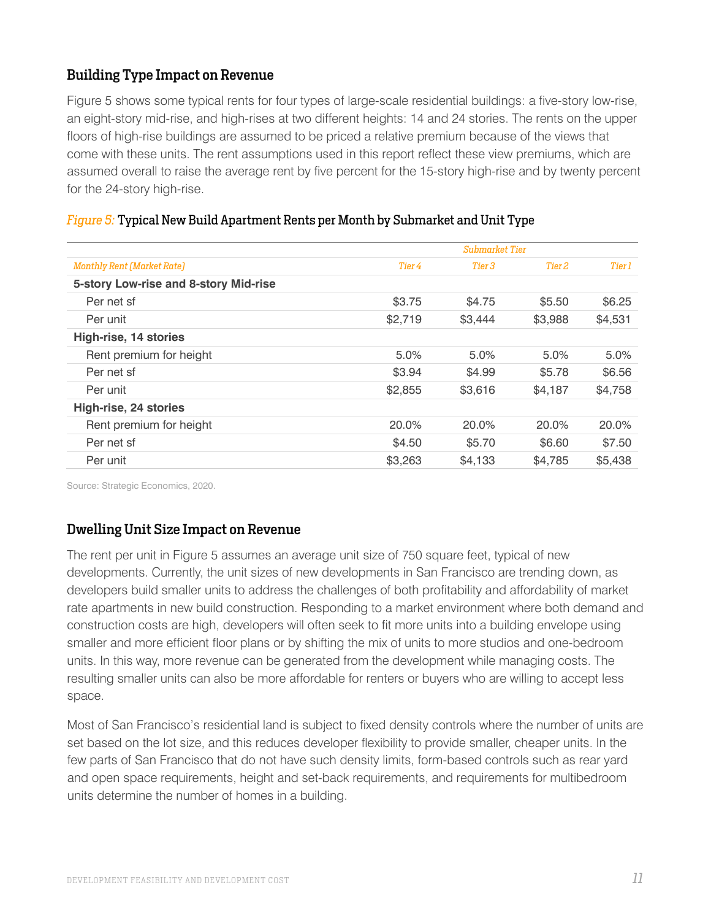### Building Type Impact on Revenue

Figure 5 shows some typical rents for four types of large-scale residential buildings: a five-story low-rise, an eight-story mid-rise, and high-rises at two different heights: 14 and 24 stories. The rents on the upper floors of high-rise buildings are assumed to be priced a relative premium because of the views that come with these units. The rent assumptions used in this report reflect these view premiums, which are assumed overall to raise the average rent by five percent for the 15-story high-rise and by twenty percent for the 24-story high-rise.

*Figure 5:* **Typical New Build Apartment Rents per Month by Submarket and Unit Type**

| | *Submarket Tier* | | | |
|---|---|---|---|---|
| *Monthly Rent (Market Rate)* | *Tier 4* | *Tier 3* | *Tier 2* | *Tier 1* |
| **5-story Low-rise and 8-story Mid-rise** | | | | |
| Per net sf | $3.75 | $4.75 | $5.50 | $6.25 |
| Per unit | $2,719 | $3,444 | $3,988 | $4,531 |
| **High-rise, 14 stories** | | | | |
| Rent premium for height | 5.0% | 5.0% | 5.0% | 5.0% |
| Per net sf | $3.94 | $4.99 | $5.78 | $6.56 |
| Per unit | $2,855 | $3,616 | $4,187 | $4,758 |
| **High-rise, 24 stories** | | | | |
| Rent premium for height | 20.0% | 20.0% | 20.0% | 20.0% |
| Per net sf | $4.50 | $5.70 | $6.60 | $7.50 |
| Per unit | $3,263 | $4,133 | $4,785 | $5,438 |

Source: Strategic Economics, 2020.

### Dwelling Unit Size Impact on Revenue

The rent per unit in Figure 5 assumes an average unit size of 750 square feet, typical of new developments. Currently, the unit sizes of new developments in San Francisco are trending down, as developers build smaller units to address the challenges of both profitability and affordability of market rate apartments in new build construction. Responding to a market environment where both demand and construction costs are high, developers will often seek to fit more units into a building envelope using smaller and more efficient floor plans or by shifting the mix of units to more studios and one-bedroom units. In this way, more revenue can be generated from the development while managing costs. The resulting smaller units can also be more affordable for renters or buyers who are willing to accept less space.

Most of San Francisco's residential land is subject to fixed density controls where the number of units are set based on the lot size, and this reduces developer flexibility to provide smaller, cheaper units. In the few parts of San Francisco that do not have such density limits, form-based controls such as rear yard and open space requirements, height and set-back requirements, and requirements for multibedroom units determine the number of homes in a building.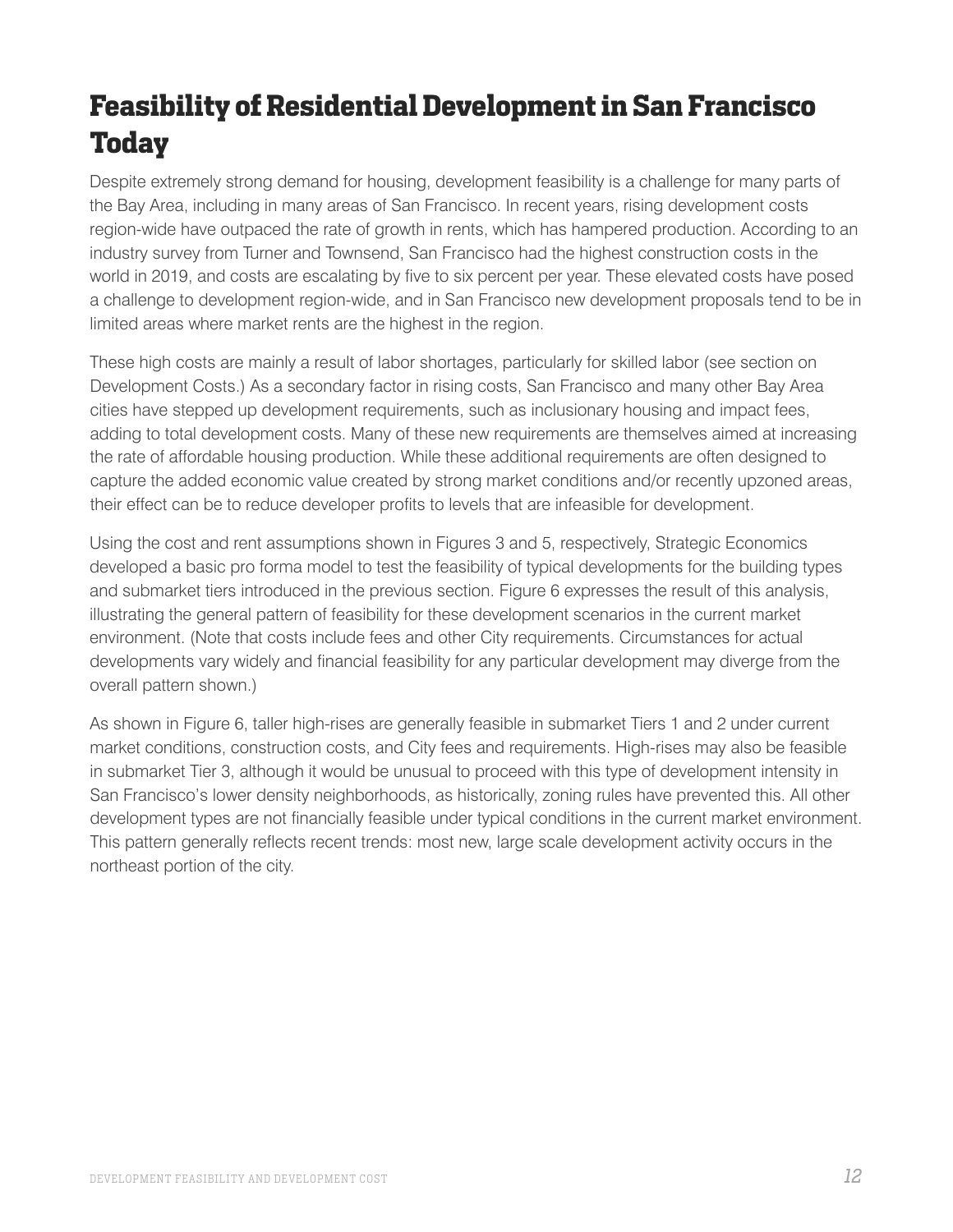# Feasibility of Residential Development in San Francisco Today

Despite extremely strong demand for housing, development feasibility is a challenge for many parts of the Bay Area, including in many areas of San Francisco. In recent years, rising development costs region-wide have outpaced the rate of growth in rents, which has hampered production. According to an industry survey from Turner and Townsend, San Francisco had the highest construction costs in the world in 2019, and costs are escalating by five to six percent per year. These elevated costs have posed a challenge to development region-wide, and in San Francisco new development proposals tend to be in limited areas where market rents are the highest in the region.

These high costs are mainly a result of labor shortages, particularly for skilled labor (see section on Development Costs.) As a secondary factor in rising costs, San Francisco and many other Bay Area cities have stepped up development requirements, such as inclusionary housing and impact fees, adding to total development costs. Many of these new requirements are themselves aimed at increasing the rate of affordable housing production. While these additional requirements are often designed to capture the added economic value created by strong market conditions and/or recently upzoned areas, their effect can be to reduce developer profits to levels that are infeasible for development.

Using the cost and rent assumptions shown in Figures 3 and 5, respectively, Strategic Economics developed a basic pro forma model to test the feasibility of typical developments for the building types and submarket tiers introduced in the previous section. Figure 6 expresses the result of this analysis, illustrating the general pattern of feasibility for these development scenarios in the current market environment. (Note that costs include fees and other City requirements. Circumstances for actual developments vary widely and financial feasibility for any particular development may diverge from the overall pattern shown.)

As shown in Figure 6, taller high-rises are generally feasible in submarket Tiers 1 and 2 under current market conditions, construction costs, and City fees and requirements. High-rises may also be feasible in submarket Tier 3, although it would be unusual to proceed with this type of development intensity in San Francisco's lower density neighborhoods, as historically, zoning rules have prevented this. All other development types are not financially feasible under typical conditions in the current market environment. This pattern generally reflects recent trends: most new, large scale development activity occurs in the northeast portion of the city.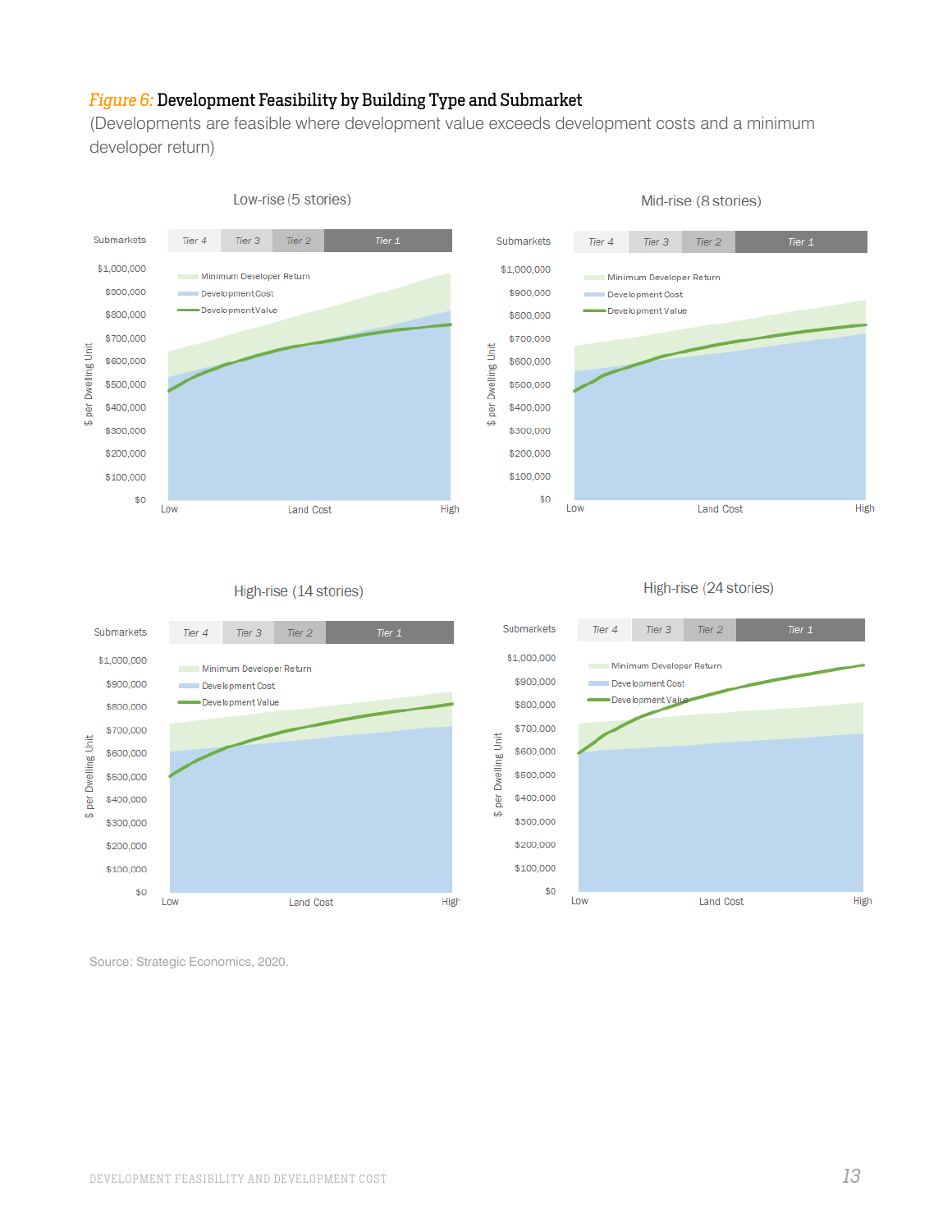*Figure 6:* **Development Feasibility by Building Type and Submarket**

(Developments are feasible where development value exceeds development costs and a minimum developer return)

Low-rise (5 stories)

Submarkets: Tier 4 | Tier 3 | Tier 2 | Tier 1

Minimum Developer Return
Development Cost
Development Value

$ per Dwelling Unit: $0, $100,000, $200,000, $300,000, $400,000, $500,000, $600,000, $700,000, $800,000, $900,000, $1,000,000

Land Cost: Low — High

Mid-rise (8 stories)

Submarkets: Tier 4 | Tier 3 | Tier 2 | Tier 1

Minimum Developer Return
Development Cost
Development Value

$ per Dwelling Unit: $0, $100,000, $200,000, $300,000, $400,000, $500,000, $600,000, $700,000, $800,000, $900,000, $1,000,000

Land Cost: Low — High

High-rise (14 stories)

Submarkets: Tier 4 | Tier 3 | Tier 2 | Tier 1

Minimum Developer Return
Development Cost
Development Value

$ per Dwelling Unit: $0, $100,000, $200,000, $300,000, $400,000, $500,000, $600,000, $700,000, $800,000, $900,000, $1,000,000

Land Cost: Low — High

High-rise (24 stories)

Submarkets: Tier 4 | Tier 3 | Tier 2 | Tier 1

Minimum Developer Return
Development Cost
Development Value

$ per Dwelling Unit: $0, $100,000, $200,000, $300,000, $400,000, $500,000, $600,000, $700,000, $800,000, $900,000, $1,000,000

Land Cost: Low — High

Source: Strategic Economics, 2020.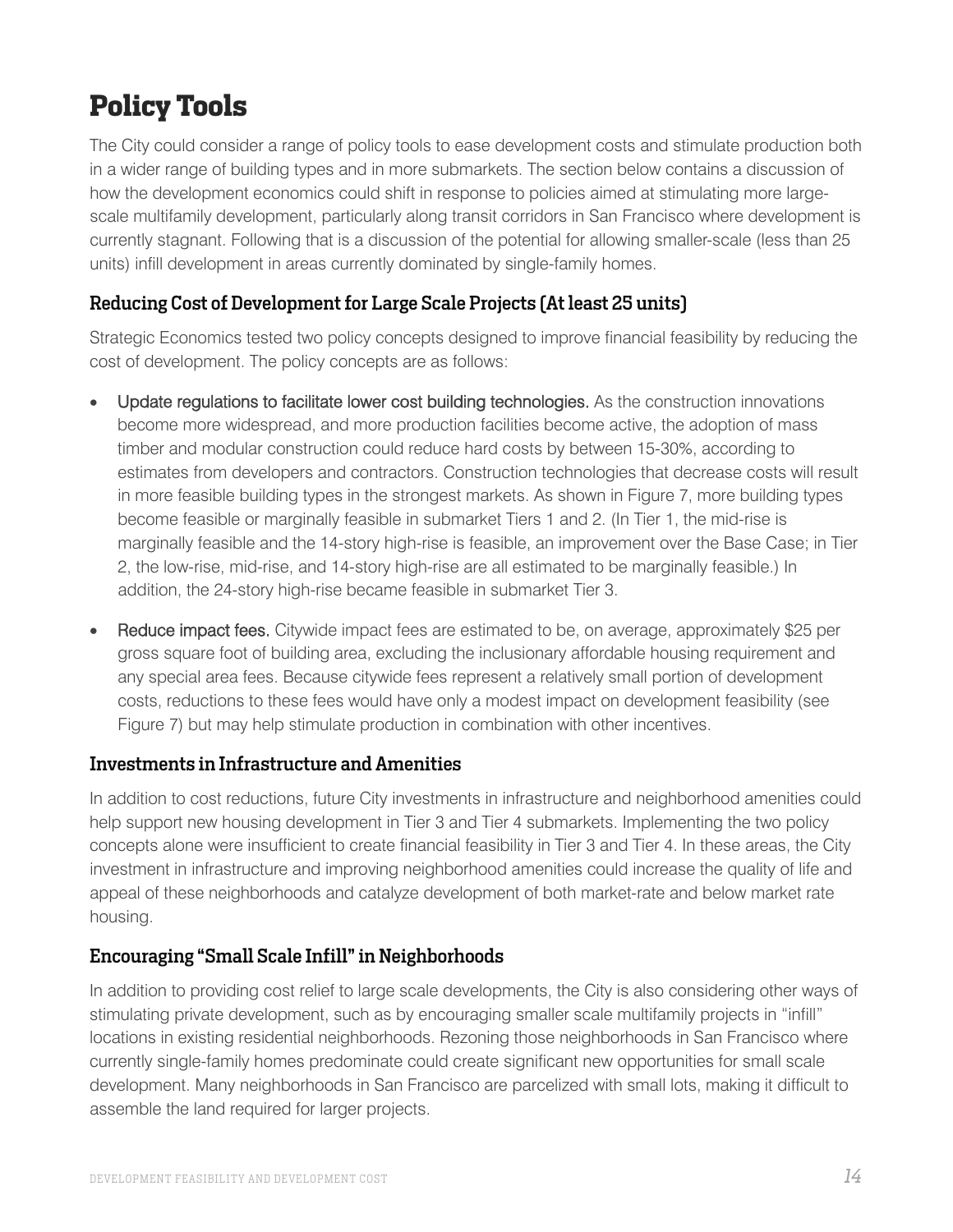# Policy Tools

The City could consider a range of policy tools to ease development costs and stimulate production both in a wider range of building types and in more submarkets. The section below contains a discussion of how the development economics could shift in response to policies aimed at stimulating more large-scale multifamily development, particularly along transit corridors in San Francisco where development is currently stagnant. Following that is a discussion of the potential for allowing smaller-scale (less than 25 units) infill development in areas currently dominated by single-family homes.

### Reducing Cost of Development for Large Scale Projects (At least 25 units)

Strategic Economics tested two policy concepts designed to improve financial feasibility by reducing the cost of development. The policy concepts are as follows:

- Update regulations to facilitate lower cost building technologies. As the construction innovations become more widespread, and more production facilities become active, the adoption of mass timber and modular construction could reduce hard costs by between 15-30%, according to estimates from developers and contractors. Construction technologies that decrease costs will result in more feasible building types in the strongest markets. As shown in Figure 7, more building types become feasible or marginally feasible in submarket Tiers 1 and 2. (In Tier 1, the mid-rise is marginally feasible and the 14-story high-rise is feasible, an improvement over the Base Case; in Tier 2, the low-rise, mid-rise, and 14-story high-rise are all estimated to be marginally feasible.) In addition, the 24-story high-rise became feasible in submarket Tier 3.
- Reduce impact fees. Citywide impact fees are estimated to be, on average, approximately $25 per gross square foot of building area, excluding the inclusionary affordable housing requirement and any special area fees. Because citywide fees represent a relatively small portion of development costs, reductions to these fees would have only a modest impact on development feasibility (see Figure 7) but may help stimulate production in combination with other incentives.

### Investments in Infrastructure and Amenities

In addition to cost reductions, future City investments in infrastructure and neighborhood amenities could help support new housing development in Tier 3 and Tier 4 submarkets. Implementing the two policy concepts alone were insufficient to create financial feasibility in Tier 3 and Tier 4. In these areas, the City investment in infrastructure and improving neighborhood amenities could increase the quality of life and appeal of these neighborhoods and catalyze development of both market-rate and below market rate housing.

### Encouraging "Small Scale Infill" in Neighborhoods

In addition to providing cost relief to large scale developments, the City is also considering other ways of stimulating private development, such as by encouraging smaller scale multifamily projects in "infill" locations in existing residential neighborhoods. Rezoning those neighborhoods in San Francisco where currently single-family homes predominate could create significant new opportunities for small scale development. Many neighborhoods in San Francisco are parcelized with small lots, making it difficult to assemble the land required for larger projects.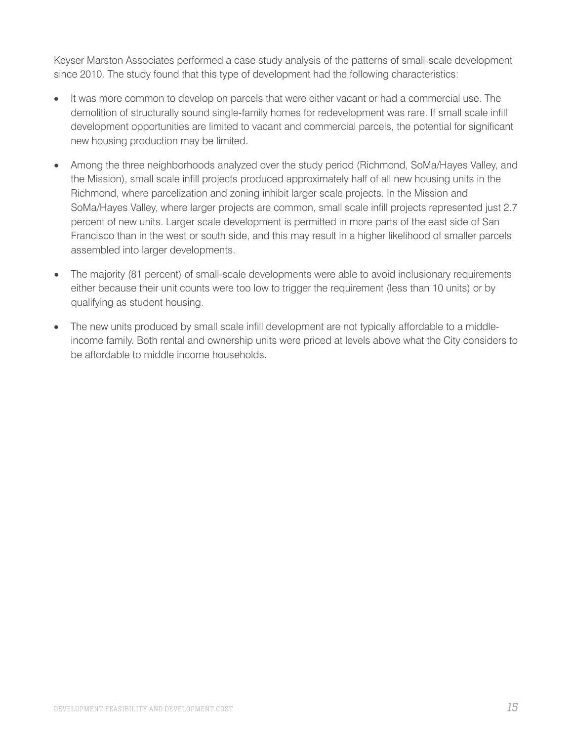Keyser Marston Associates performed a case study analysis of the patterns of small-scale development since 2010. The study found that this type of development had the following characteristics:

- It was more common to develop on parcels that were either vacant or had a commercial use. The demolition of structurally sound single-family homes for redevelopment was rare. If small scale infill development opportunities are limited to vacant and commercial parcels, the potential for significant new housing production may be limited.
- Among the three neighborhoods analyzed over the study period (Richmond, SoMa/Hayes Valley, and the Mission), small scale infill projects produced approximately half of all new housing units in the Richmond, where parcelization and zoning inhibit larger scale projects. In the Mission and SoMa/Hayes Valley, where larger projects are common, small scale infill projects represented just 2.7 percent of new units. Larger scale development is permitted in more parts of the east side of San Francisco than in the west or south side, and this may result in a higher likelihood of smaller parcels assembled into larger developments.
- The majority (81 percent) of small-scale developments were able to avoid inclusionary requirements either because their unit counts were too low to trigger the requirement (less than 10 units) or by qualifying as student housing.
- The new units produced by small scale infill development are not typically affordable to a middle-income family. Both rental and ownership units were priced at levels above what the City considers to be affordable to middle income households.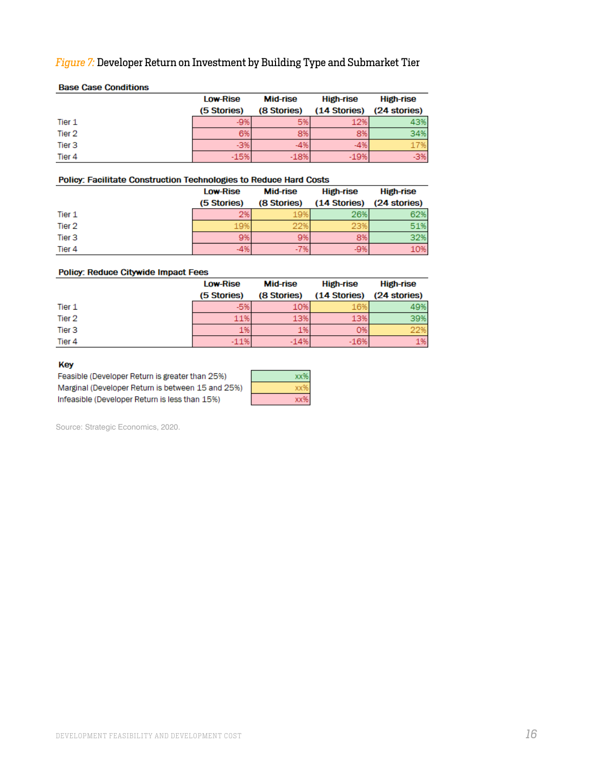*Figure 7:* Developer Return on Investment by Building Type and Submarket Tier

**Base Case Conditions**

| | Low-Rise (5 Stories) | Mid-rise (8 Stories) | High-rise (14 Stories) | High-rise (24 stories) |
|---|---|---|---|---|
| Tier 1 | -9% | 5% | 12% | 43% |
| Tier 2 | 6% | 8% | 8% | 34% |
| Tier 3 | -3% | -4% | -4% | 17% |
| Tier 4 | -15% | -18% | -19% | -3% |

**Policy: Facilitate Construction Technologies to Reduce Hard Costs**

| | Low-Rise (5 Stories) | Mid-rise (8 Stories) | High-rise (14 Stories) | High-rise (24 stories) |
|---|---|---|---|---|
| Tier 1 | 2% | 19% | 26% | 62% |
| Tier 2 | 19% | 22% | 23% | 51% |
| Tier 3 | 9% | 9% | 8% | 32% |
| Tier 4 | -4% | -7% | -9% | 10% |

**Policy: Reduce Citywide Impact Fees**

| | Low-Rise (5 Stories) | Mid-rise (8 Stories) | High-rise (14 Stories) | High-rise (24 stories) |
|---|---|---|---|---|
| Tier 1 | -5% | 10% | 16% | 49% |
| Tier 2 | 11% | 13% | 13% | 39% |
| Tier 3 | 1% | 1% | 0% | 22% |
| Tier 4 | -11% | -14% | -16% | 1% |

**Key**

| | |
|---|---|
| Feasible (Developer Return is greater than 25%) | xx% |
| Marginal (Developer Return is between 15 and 25%) | xx% |
| Infeasible (Developer Return is less than 15%) | xx% |

Source: Strategic Economics, 2020.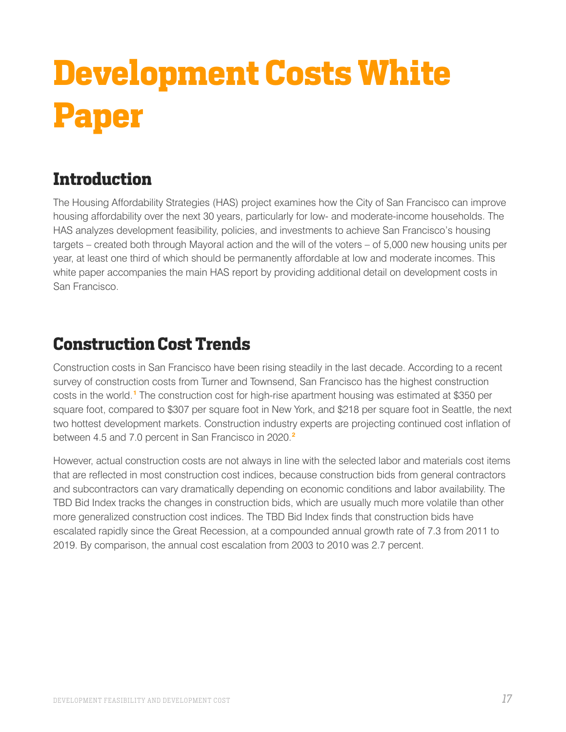# Development Costs White Paper

## Introduction

The Housing Affordability Strategies (HAS) project examines how the City of San Francisco can improve housing affordability over the next 30 years, particularly for low- and moderate-income households. The HAS analyzes development feasibility, policies, and investments to achieve San Francisco's housing targets – created both through Mayoral action and the will of the voters – of 5,000 new housing units per year, at least one third of which should be permanently affordable at low and moderate incomes. This white paper accompanies the main HAS report by providing additional detail on development costs in San Francisco.

## Construction Cost Trends

Construction costs in San Francisco have been rising steadily in the last decade. According to a recent survey of construction costs from Turner and Townsend, San Francisco has the highest construction costs in the world.[1] The construction cost for high-rise apartment housing was estimated at $350 per square foot, compared to $307 per square foot in New York, and $218 per square foot in Seattle, the next two hottest development markets. Construction industry experts are projecting continued cost inflation of between 4.5 and 7.0 percent in San Francisco in 2020.[2]

However, actual construction costs are not always in line with the selected labor and materials cost items that are reflected in most construction cost indices, because construction bids from general contractors and subcontractors can vary dramatically depending on economic conditions and labor availability. The TBD Bid Index tracks the changes in construction bids, which are usually much more volatile than other more generalized construction cost indices. The TBD Bid Index finds that construction bids have escalated rapidly since the Great Recession, at a compounded annual growth rate of 7.3 from 2011 to 2019. By comparison, the annual cost escalation from 2003 to 2010 was 2.7 percent.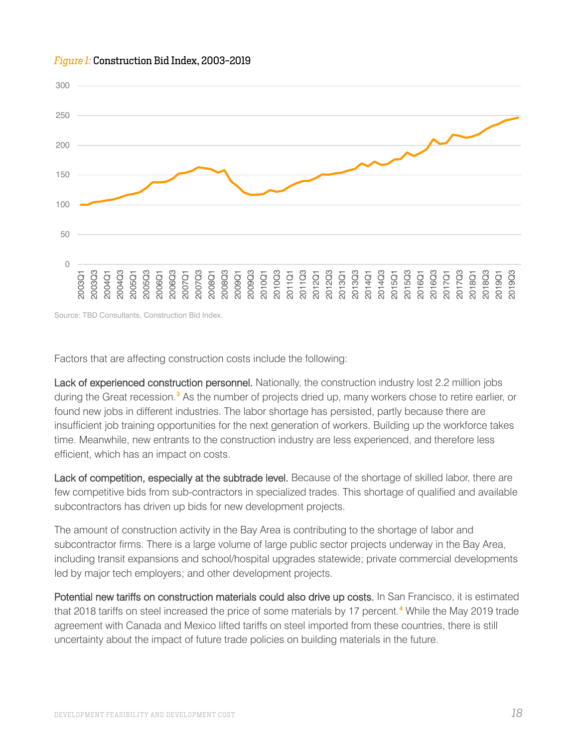*Figure 1:* **Construction Bid Index, 2003–2019**

Source: TBD Consultants, Construction Bid Index.

Factors that are affecting construction costs include the following:

**Lack of experienced construction personnel.** Nationally, the construction industry lost 2.2 million jobs during the Great recession.[3] As the number of projects dried up, many workers chose to retire earlier, or found new jobs in different industries. The labor shortage has persisted, partly because there are insufficient job training opportunities for the next generation of workers. Building up the workforce takes time. Meanwhile, new entrants to the construction industry are less experienced, and therefore less efficient, which has an impact on costs.

**Lack of competition, especially at the subtrade level.** Because of the shortage of skilled labor, there are few competitive bids from sub-contractors in specialized trades. This shortage of qualified and available subcontractors has driven up bids for new development projects.

The amount of construction activity in the Bay Area is contributing to the shortage of labor and subcontractor firms. There is a large volume of large public sector projects underway in the Bay Area, including transit expansions and school/hospital upgrades statewide; private commercial developments led by major tech employers; and other development projects.

**Potential new tariffs on construction materials could also drive up costs.** In San Francisco, it is estimated that 2018 tariffs on steel increased the price of some materials by 17 percent.[4] While the May 2019 trade agreement with Canada and Mexico lifted tariffs on steel imported from these countries, there is still uncertainty about the impact of future trade policies on building materials in the future.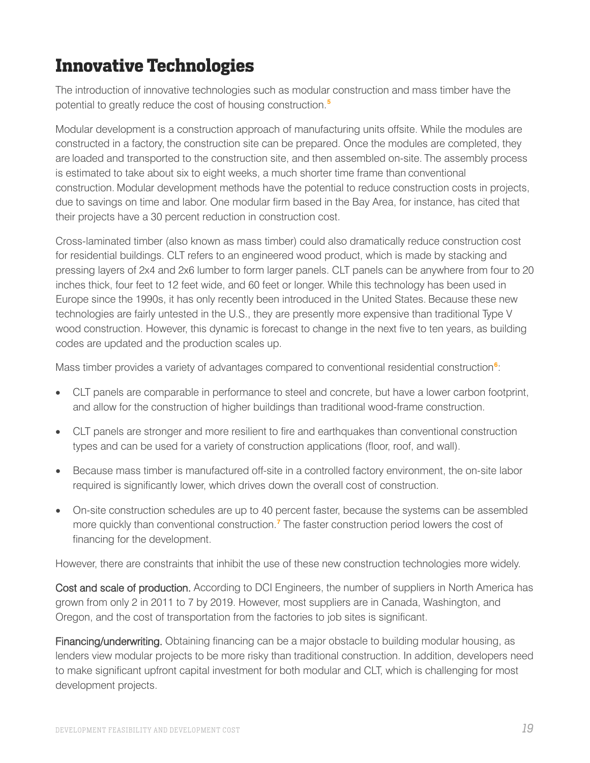# Innovative Technologies

The introduction of innovative technologies such as modular construction and mass timber have the potential to greatly reduce the cost of housing construction.[5]

Modular development is a construction approach of manufacturing units offsite. While the modules are constructed in a factory, the construction site can be prepared. Once the modules are completed, they are loaded and transported to the construction site, and then assembled on-site. The assembly process is estimated to take about six to eight weeks, a much shorter time frame than conventional construction. Modular development methods have the potential to reduce construction costs in projects, due to savings on time and labor. One modular firm based in the Bay Area, for instance, has cited that their projects have a 30 percent reduction in construction cost.

Cross-laminated timber (also known as mass timber) could also dramatically reduce construction cost for residential buildings. CLT refers to an engineered wood product, which is made by stacking and pressing layers of 2x4 and 2x6 lumber to form larger panels. CLT panels can be anywhere from four to 20 inches thick, four feet to 12 feet wide, and 60 feet or longer. While this technology has been used in Europe since the 1990s, it has only recently been introduced in the United States. Because these new technologies are fairly untested in the U.S., they are presently more expensive than traditional Type V wood construction. However, this dynamic is forecast to change in the next five to ten years, as building codes are updated and the production scales up.

Mass timber provides a variety of advantages compared to conventional residential construction[6]:

- CLT panels are comparable in performance to steel and concrete, but have a lower carbon footprint, and allow for the construction of higher buildings than traditional wood-frame construction.
- CLT panels are stronger and more resilient to fire and earthquakes than conventional construction types and can be used for a variety of construction applications (floor, roof, and wall).
- Because mass timber is manufactured off-site in a controlled factory environment, the on-site labor required is significantly lower, which drives down the overall cost of construction.
- On-site construction schedules are up to 40 percent faster, because the systems can be assembled more quickly than conventional construction.[7] The faster construction period lowers the cost of financing for the development.

However, there are constraints that inhibit the use of these new construction technologies more widely.

**Cost and scale of production.** According to DCI Engineers, the number of suppliers in North America has grown from only 2 in 2011 to 7 by 2019. However, most suppliers are in Canada, Washington, and Oregon, and the cost of transportation from the factories to job sites is significant.

**Financing/underwriting.** Obtaining financing can be a major obstacle to building modular housing, as lenders view modular projects to be more risky than traditional construction. In addition, developers need to make significant upfront capital investment for both modular and CLT, which is challenging for most development projects.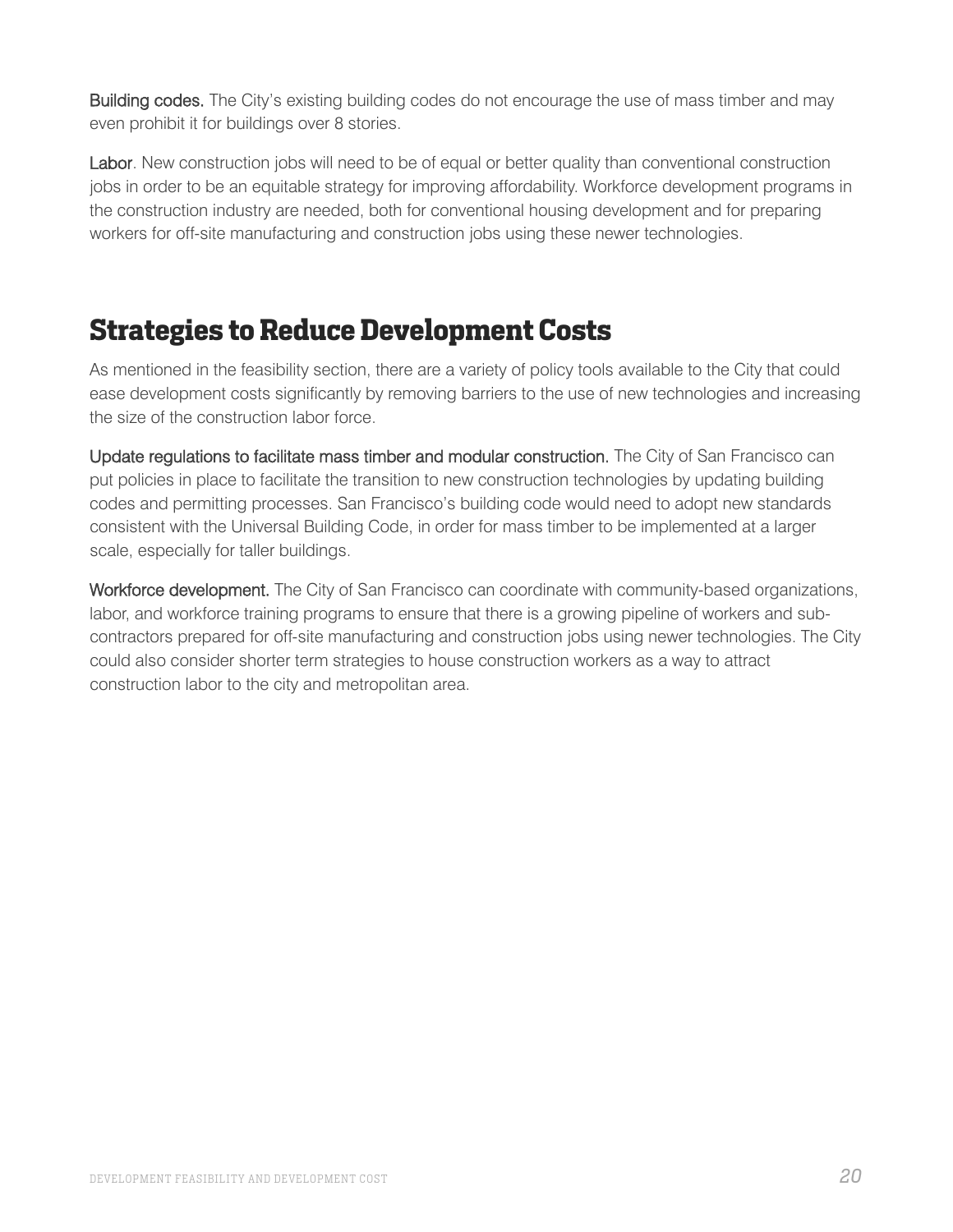**Building codes.** The City's existing building codes do not encourage the use of mass timber and may even prohibit it for buildings over 8 stories.

**Labor**. New construction jobs will need to be of equal or better quality than conventional construction jobs in order to be an equitable strategy for improving affordability. Workforce development programs in the construction industry are needed, both for conventional housing development and for preparing workers for off-site manufacturing and construction jobs using these newer technologies.

## Strategies to Reduce Development Costs

As mentioned in the feasibility section, there are a variety of policy tools available to the City that could ease development costs significantly by removing barriers to the use of new technologies and increasing the size of the construction labor force.

**Update regulations to facilitate mass timber and modular construction.** The City of San Francisco can put policies in place to facilitate the transition to new construction technologies by updating building codes and permitting processes. San Francisco's building code would need to adopt new standards consistent with the Universal Building Code, in order for mass timber to be implemented at a larger scale, especially for taller buildings.

**Workforce development.** The City of San Francisco can coordinate with community-based organizations, labor, and workforce training programs to ensure that there is a growing pipeline of workers and sub-contractors prepared for off-site manufacturing and construction jobs using newer technologies. The City could also consider shorter term strategies to house construction workers as a way to attract construction labor to the city and metropolitan area.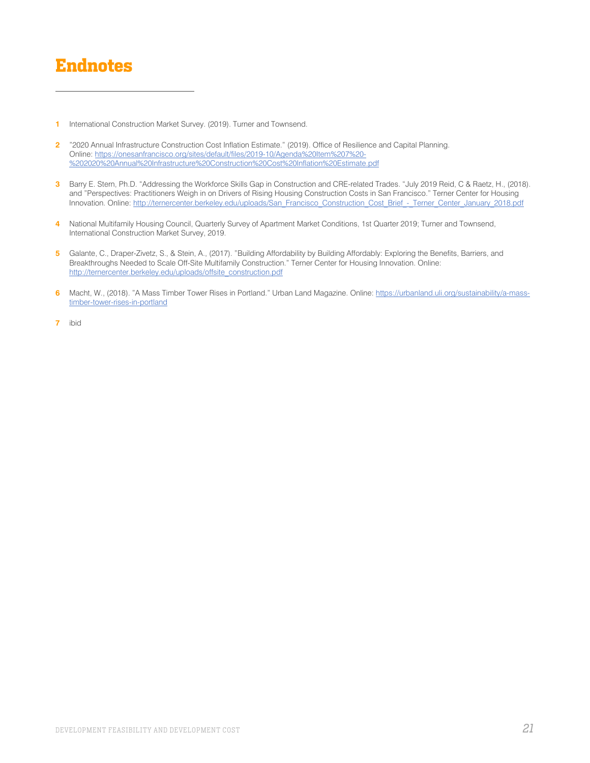# Endnotes

1 International Construction Market Survey. (2019). Turner and Townsend.

2 "2020 Annual Infrastructure Construction Cost Inflation Estimate." (2019). Office of Resilience and Capital Planning. Online: https://onesanfrancisco.org/sites/default/files/2019-10/Agenda%20Item%207%20-%202020%20Annual%20Infrastructure%20Construction%20Cost%20Inflation%20Estimate.pdf

3 Barry E. Stern, Ph.D. "Addressing the Workforce Skills Gap in Construction and CRE-related Trades. "July 2019 Reid, C & Raetz, H., (2018). and "Perspectives: Practitioners Weigh in on Drivers of Rising Housing Construction Costs in San Francisco." Terner Center for Housing Innovation. Online: http://ternercenter.berkeley.edu/uploads/San_Francisco_Construction_Cost_Brief_-_Terner_Center_January_2018.pdf

4 National Multifamily Housing Council, Quarterly Survey of Apartment Market Conditions, 1st Quarter 2019; Turner and Townsend, International Construction Market Survey, 2019.

5 Galante, C., Draper-Zivetz, S., & Stein, A., (2017). "Building Affordability by Building Affordably: Exploring the Benefits, Barriers, and Breakthroughs Needed to Scale Off-Site Multifamily Construction." Terner Center for Housing Innovation. Online: http://ternercenter.berkeley.edu/uploads/offsite_construction.pdf

6 Macht, W., (2018). "A Mass Timber Tower Rises in Portland." Urban Land Magazine. Online: https://urbanland.uli.org/sustainability/a-mass-timber-tower-rises-in-portland

7 ibid